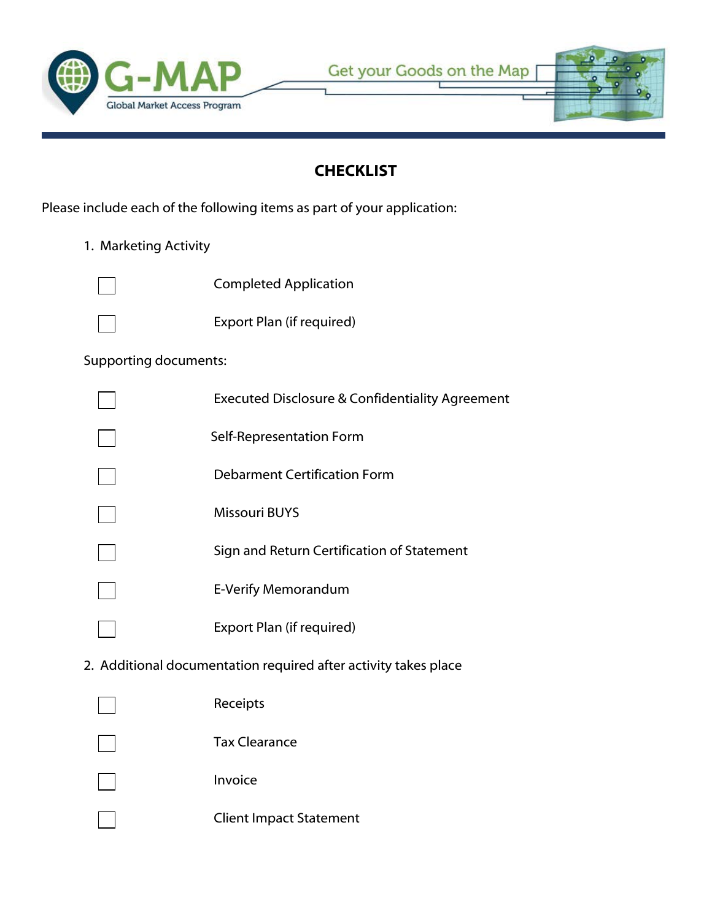G-MAP
Global Market Access Program

Get your Goods on the Map

# CHECKLIST

Please include each of the following items as part of your application:

1. Marketing Activity

- [ ] Completed Application
- [ ] Export Plan (if required)

Supporting documents:

- [ ] Executed Disclosure & Confidentiality Agreement
- [ ] Self-Representation Form
- [ ] Debarment Certification Form
- [ ] Missouri BUYS
- [ ] Sign and Return Certification of Statement
- [ ] E-Verify Memorandum
- [ ] Export Plan (if required)

2. Additional documentation required after activity takes place

- [ ] Receipts
- [ ] Tax Clearance
- [ ] Invoice
- [ ] Client Impact Statement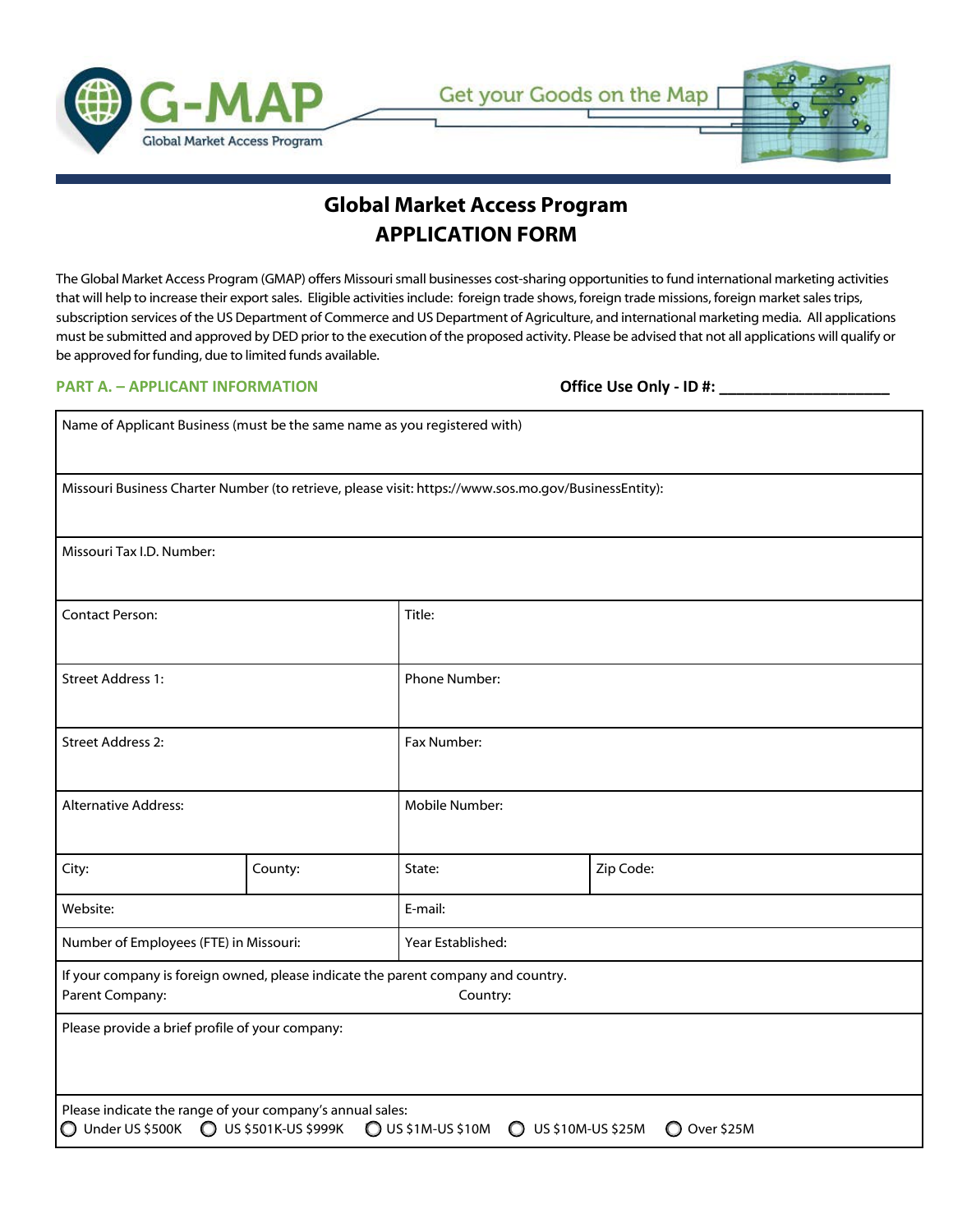G-MAP
Global Market Access Program

Get your Goods on the Map

# Global Market Access Program
# APPLICATION FORM

The Global Market Access Program (GMAP) offers Missouri small businesses cost-sharing opportunities to fund international marketing activities that will help to increase their export sales. Eligible activities include: foreign trade shows, foreign trade missions, foreign market sales trips, subscription services of the US Department of Commerce and US Department of Agriculture, and international marketing media. All applications must be submitted and approved by DED prior to the execution of the proposed activity. Please be advised that not all applications will qualify or be approved for funding, due to limited funds available.

## PART A. – APPLICANT INFORMATION

**Office Use Only - ID #: ____________________**

| | | | |
|---|---|---|---|
| Name of Applicant Business (must be the same name as you registered with) | | | |
| Missouri Business Charter Number (to retrieve, please visit: https://www.sos.mo.gov/BusinessEntity): | | | |
| Missouri Tax I.D. Number: | | | |
| Contact Person: | | Title: | |
| Street Address 1: | | Phone Number: | |
| Street Address 2: | | Fax Number: | |
| Alternative Address: | | Mobile Number: | |
| City: | County: | State: | Zip Code: |
| Website: | | E-mail: | |
| Number of Employees (FTE) in Missouri: | | Year Established: | |
| If your company is foreign owned, please indicate the parent company and country.<br>Parent Company: Country: | | | |
| Please provide a brief profile of your company: | | | |
| Please indicate the range of your company's annual sales:<br>◯ Under US $500K ◯ US $501K-US $999K ◯ US $1M-US $10M ◯ US $10M-US $25M ◯ Over $25M | | | |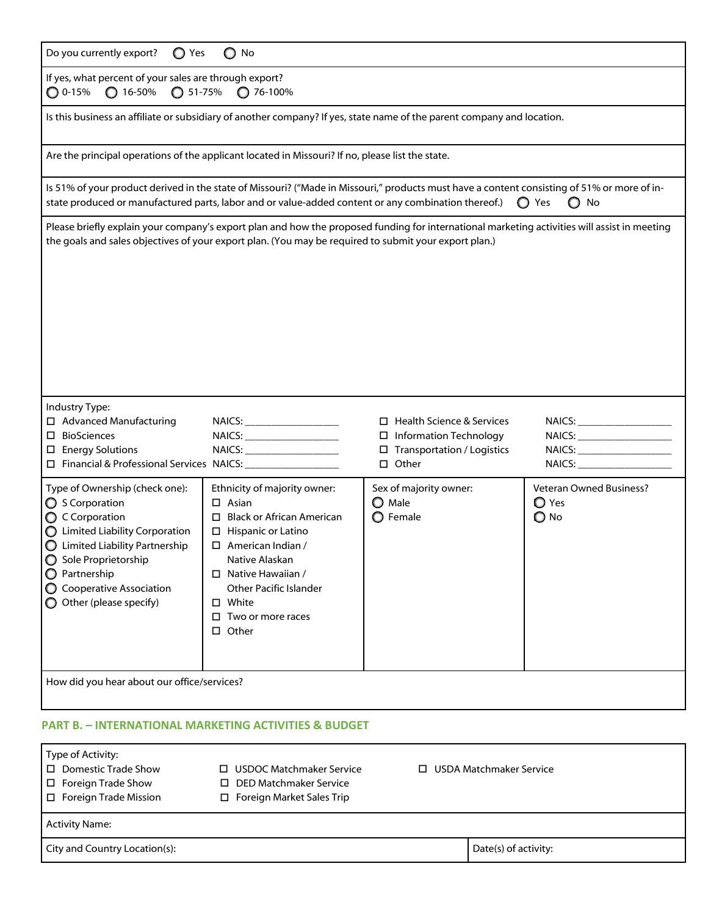Do you currently export? ◯ Yes ◯ No

If yes, what percent of your sales are through export?
◯ 0-15% ◯ 16-50% ◯ 51-75% ◯ 76-100%

Is this business an affiliate or subsidiary of another company? If yes, state name of the parent company and location.

Are the principal operations of the applicant located in Missouri? If no, please list the state.

Is 51% of your product derived in the state of Missouri? ("Made in Missouri," products must have a content consisting of 51% or more of in-state produced or manufactured parts, labor and or value-added content or any combination thereof.) ◯ Yes ◯ No

Please briefly explain your company's export plan and how the proposed funding for international marketing activities will assist in meeting the goals and sales objectives of your export plan. (You may be required to submit your export plan.)

Industry Type:

| | | | |
|---|---|---|---|
| ☐ Advanced Manufacturing | NAICS: ________________ | ☐ Health Science & Services | NAICS: ________________ |
| ☐ BioSciences | NAICS: ________________ | ☐ Information Technology | NAICS: ________________ |
| ☐ Energy Solutions | NAICS: ________________ | ☐ Transportation / Logistics | NAICS: ________________ |
| ☐ Financial & Professional Services | NAICS: ________________ | ☐ Other | NAICS: ________________ |

| Type of Ownership (check one): | Ethnicity of majority owner: | Sex of majority owner: | Veteran Owned Business? |
|---|---|---|---|
| ◯ S Corporation | ☐ Asian | ◯ Male | ◯ Yes |
| ◯ C Corporation | ☐ Black or African American | ◯ Female | ◯ No |
| ◯ Limited Liability Corporation | ☐ Hispanic or Latino | | |
| ◯ Limited Liability Partnership | ☐ American Indian / Native Alaskan | | |
| ◯ Sole Proprietorship | ☐ Native Hawaiian / Other Pacific Islander | | |
| ◯ Partnership | ☐ White | | |
| ◯ Cooperative Association | ☐ Two or more races | | |
| ◯ Other (please specify) | ☐ Other | | |

How did you hear about our office/services?

## PART B. – INTERNATIONAL MARKETING ACTIVITIES & BUDGET

Type of Activity:

| | | |
|---|---|---|
| ☐ Domestic Trade Show | ☐ USDOC Matchmaker Service | ☐ USDA Matchmaker Service |
| ☐ Foreign Trade Show | ☐ DED Matchmaker Service | |
| ☐ Foreign Trade Mission | ☐ Foreign Market Sales Trip | |

Activity Name:

| City and Country Location(s): | Date(s) of activity: |
|---|---|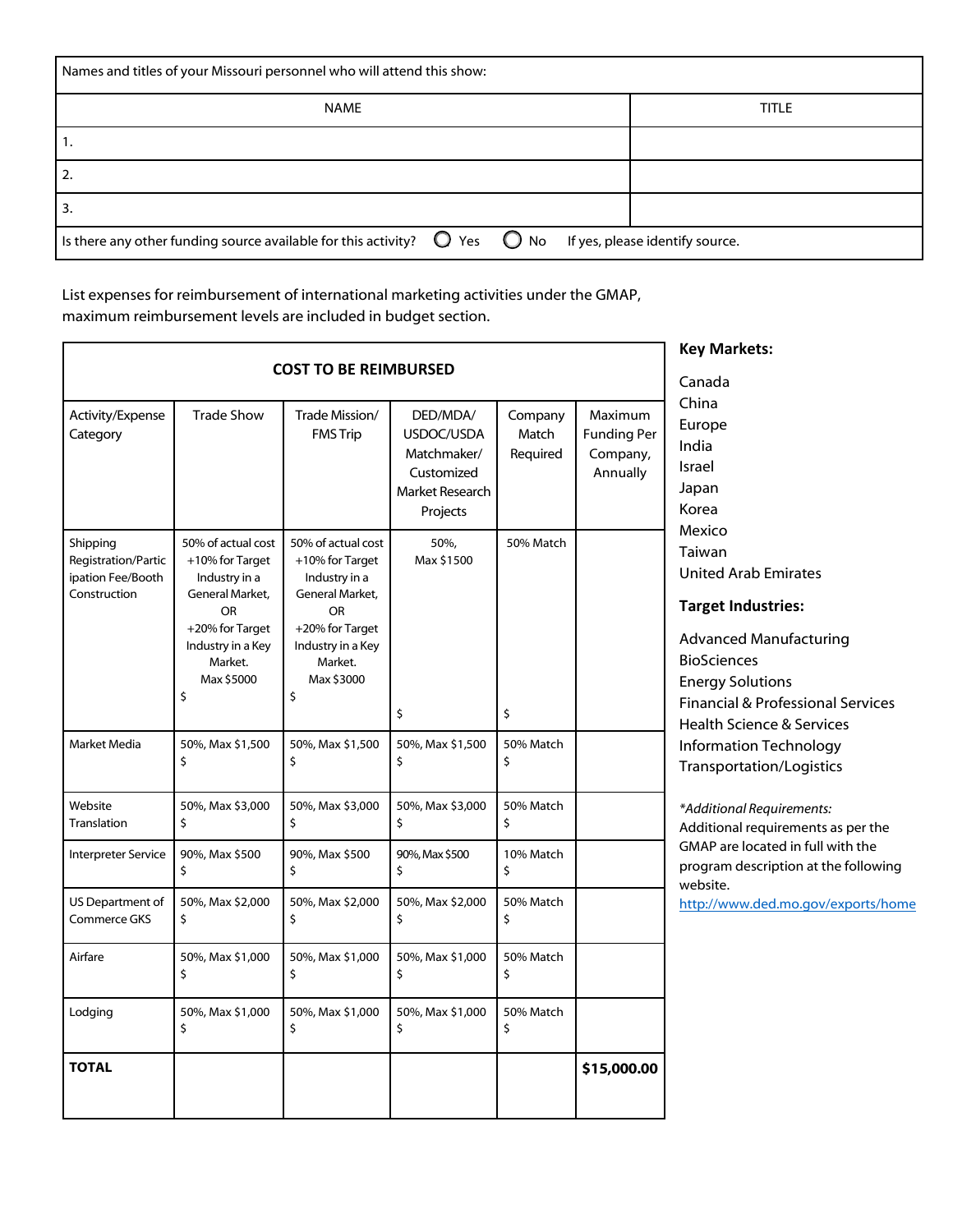| Names and titles of your Missouri personnel who will attend this show: | |
|---|---|
| NAME | TITLE |
| 1. | |
| 2. | |
| 3. | |
| Is there any other funding source available for this activity? ◯ Yes ◯ No If yes, please identify source. | |

List expenses for reimbursement of international marketing activities under the GMAP, maximum reimbursement levels are included in budget section.

| COST TO BE REIMBURSED | | | | | |
|---|---|---|---|---|---|
| Activity/Expense Category | Trade Show | Trade Mission/ FMS Trip | DED/MDA/ USDOC/USDA Matchmaker/ Customized Market Research Projects | Company Match Required | Maximum Funding Per Company, Annually |
| Shipping Registration/Participation Fee/Booth Construction | 50% of actual cost +10% for Target Industry in a General Market, OR +20% for Target Industry in a Key Market. Max $5000 $ | 50% of actual cost +10% for Target Industry in a General Market, OR +20% for Target Industry in a Key Market. Max $3000 $ | 50%, Max $1500 $ | 50% Match $ | |
| Market Media | 50%, Max $1,500 $ | 50%, Max $1,500 $ | 50%, Max $1,500 $ | 50% Match $ | |
| Website Translation | 50%, Max $3,000 $ | 50%, Max $3,000 $ | 50%, Max $3,000 $ | 50% Match $ | |
| Interpreter Service | 90%, Max $500 $ | 90%, Max $500 $ | 90%, Max $500 $ | 10% Match $ | |
| US Department of Commerce GKS | 50%, Max $2,000 $ | 50%, Max $2,000 $ | 50%, Max $2,000 $ | 50% Match $ | |
| Airfare | 50%, Max $1,000 $ | 50%, Max $1,000 $ | 50%, Max $1,000 $ | 50% Match $ | |
| Lodging | 50%, Max $1,000 $ | 50%, Max $1,000 $ | 50%, Max $1,000 $ | 50% Match $ | |
| **TOTAL** | | | | | **$15,000.00** |

**Key Markets:**

Canada
China
Europe
India
Israel
Japan
Korea
Mexico
Taiwan
United Arab Emirates

**Target Industries:**

Advanced Manufacturing
BioSciences
Energy Solutions
Financial & Professional Services
Health Science & Services
Information Technology
Transportation/Logistics

*\*Additional Requirements:*
Additional requirements as per the GMAP are located in full with the program description at the following website.
http://www.ded.mo.gov/exports/home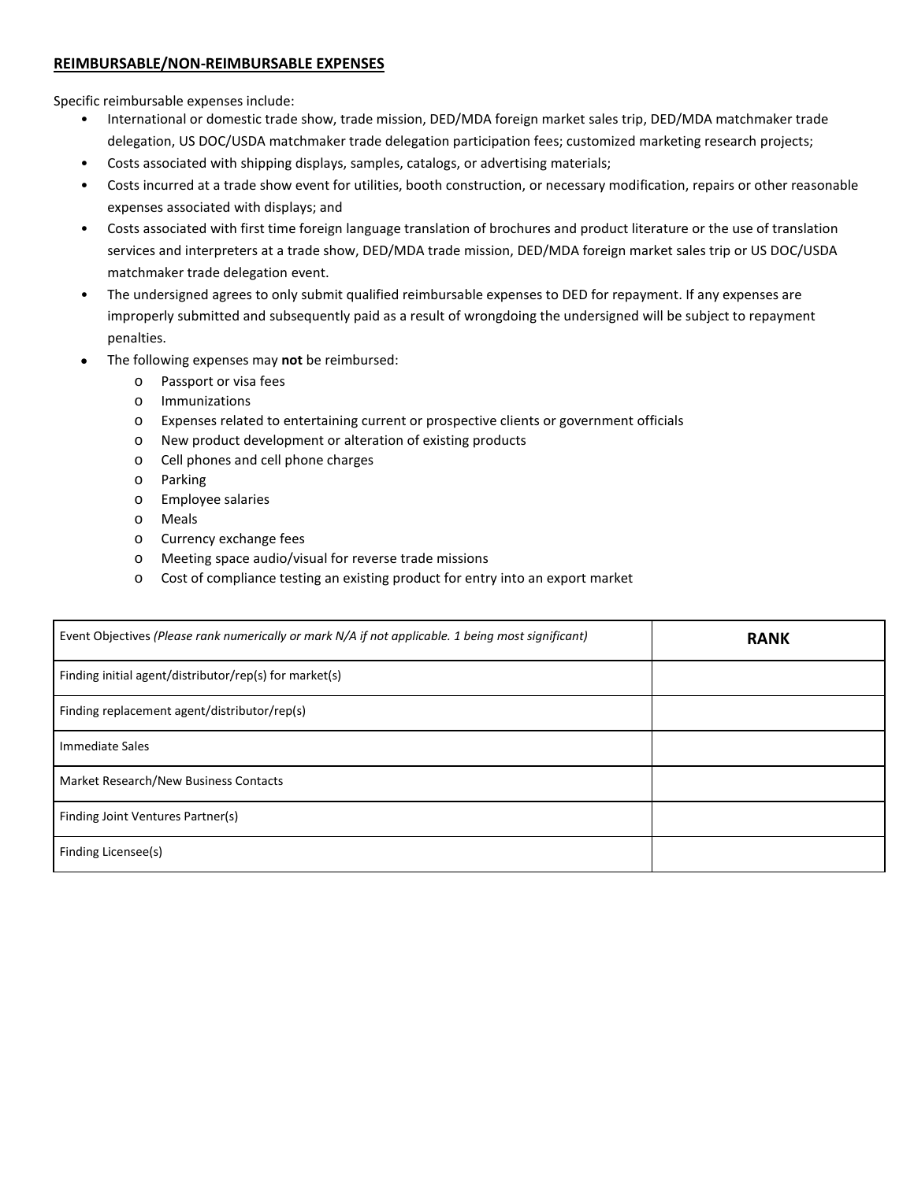## REIMBURSABLE/NON-REIMBURSABLE EXPENSES

Specific reimbursable expenses include:

- International or domestic trade show, trade mission, DED/MDA foreign market sales trip, DED/MDA matchmaker trade delegation, US DOC/USDA matchmaker trade delegation participation fees; customized marketing research projects;
- Costs associated with shipping displays, samples, catalogs, or advertising materials;
- Costs incurred at a trade show event for utilities, booth construction, or necessary modification, repairs or other reasonable expenses associated with displays; and
- Costs associated with first time foreign language translation of brochures and product literature or the use of translation services and interpreters at a trade show, DED/MDA trade mission, DED/MDA foreign market sales trip or US DOC/USDA matchmaker trade delegation event.
- The undersigned agrees to only submit qualified reimbursable expenses to DED for repayment. If any expenses are improperly submitted and subsequently paid as a result of wrongdoing the undersigned will be subject to repayment penalties.
- The following expenses may **not** be reimbursed:
  - Passport or visa fees
  - Immunizations
  - Expenses related to entertaining current or prospective clients or government officials
  - New product development or alteration of existing products
  - Cell phones and cell phone charges
  - Parking
  - Employee salaries
  - Meals
  - Currency exchange fees
  - Meeting space audio/visual for reverse trade missions
  - Cost of compliance testing an existing product for entry into an export market

| Event Objectives *(Please rank numerically or mark N/A if not applicable. 1 being most significant)* | **RANK** |
|---|---|
| Finding initial agent/distributor/rep(s) for market(s) | |
| Finding replacement agent/distributor/rep(s) | |
| Immediate Sales | |
| Market Research/New Business Contacts | |
| Finding Joint Ventures Partner(s) | |
| Finding Licensee(s) | |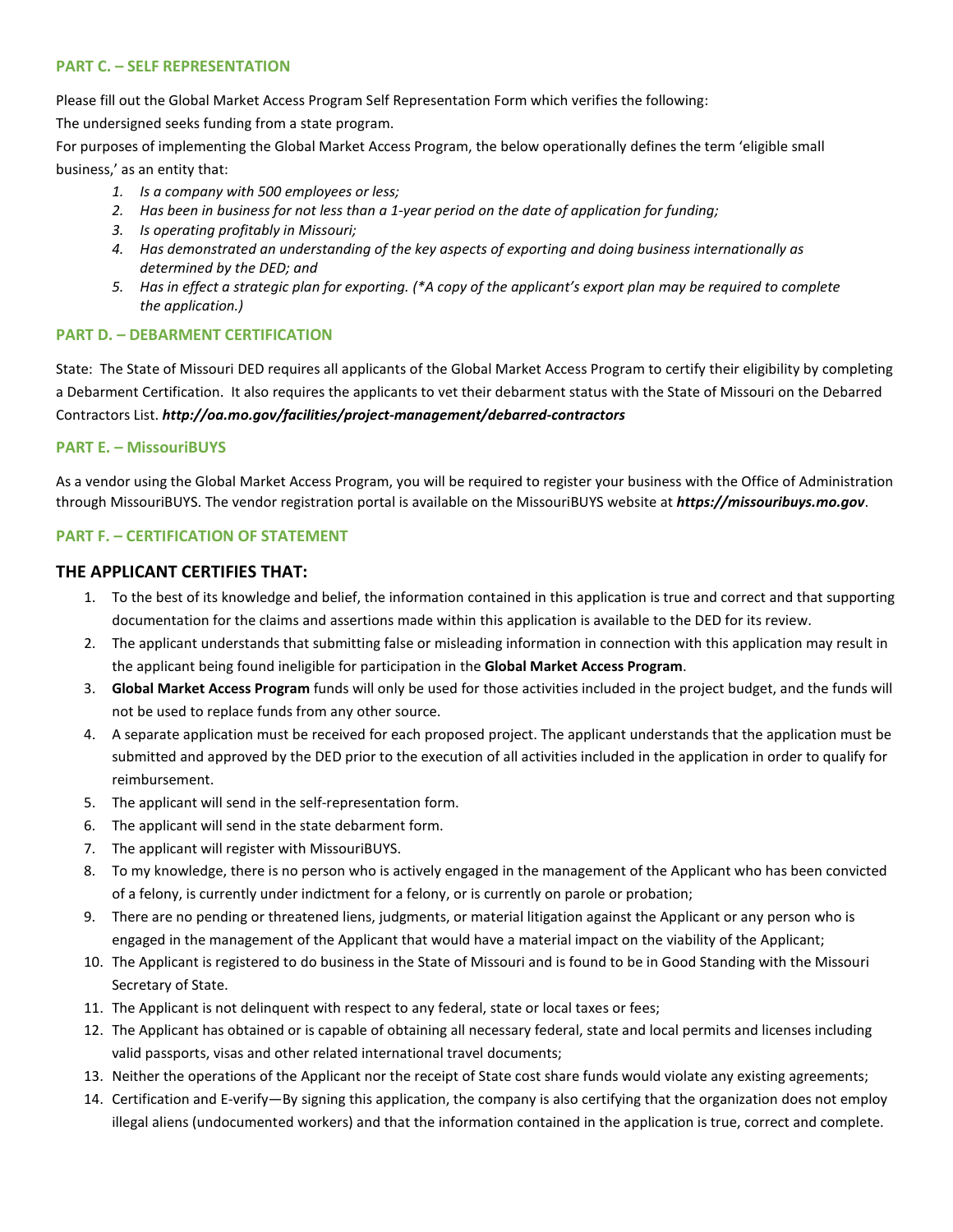### PART C. – SELF REPRESENTATION

Please fill out the Global Market Access Program Self Representation Form which verifies the following:

The undersigned seeks funding from a state program.

For purposes of implementing the Global Market Access Program, the below operationally defines the term 'eligible small business,' as an entity that:

1. *Is a company with 500 employees or less;*
2. *Has been in business for not less than a 1-year period on the date of application for funding;*
3. *Is operating profitably in Missouri;*
4. *Has demonstrated an understanding of the key aspects of exporting and doing business internationally as determined by the DED; and*
5. *Has in effect a strategic plan for exporting. (*A copy of the applicant's export plan may be required to complete the application.)*

### PART D. – DEBARMENT CERTIFICATION

State: The State of Missouri DED requires all applicants of the Global Market Access Program to certify their eligibility by completing a Debarment Certification. It also requires the applicants to vet their debarment status with the State of Missouri on the Debarred Contractors List. ***http://oa.mo.gov/facilities/project-management/debarred-contractors***

### PART E. – MissouriBUYS

As a vendor using the Global Market Access Program, you will be required to register your business with the Office of Administration through MissouriBUYS. The vendor registration portal is available on the MissouriBUYS website at ***https://missouribuys.mo.gov***.

### PART F. – CERTIFICATION OF STATEMENT

## THE APPLICANT CERTIFIES THAT:

1. To the best of its knowledge and belief, the information contained in this application is true and correct and that supporting documentation for the claims and assertions made within this application is available to the DED for its review.
2. The applicant understands that submitting false or misleading information in connection with this application may result in the applicant being found ineligible for participation in the **Global Market Access Program**.
3. **Global Market Access Program** funds will only be used for those activities included in the project budget, and the funds will not be used to replace funds from any other source.
4. A separate application must be received for each proposed project. The applicant understands that the application must be submitted and approved by the DED prior to the execution of all activities included in the application in order to qualify for reimbursement.
5. The applicant will send in the self-representation form.
6. The applicant will send in the state debarment form.
7. The applicant will register with MissouriBUYS.
8. To my knowledge, there is no person who is actively engaged in the management of the Applicant who has been convicted of a felony, is currently under indictment for a felony, or is currently on parole or probation;
9. There are no pending or threatened liens, judgments, or material litigation against the Applicant or any person who is engaged in the management of the Applicant that would have a material impact on the viability of the Applicant;
10. The Applicant is registered to do business in the State of Missouri and is found to be in Good Standing with the Missouri Secretary of State.
11. The Applicant is not delinquent with respect to any federal, state or local taxes or fees;
12. The Applicant has obtained or is capable of obtaining all necessary federal, state and local permits and licenses including valid passports, visas and other related international travel documents;
13. Neither the operations of the Applicant nor the receipt of State cost share funds would violate any existing agreements;
14. Certification and E-verify—By signing this application, the company is also certifying that the organization does not employ illegal aliens (undocumented workers) and that the information contained in the application is true, correct and complete.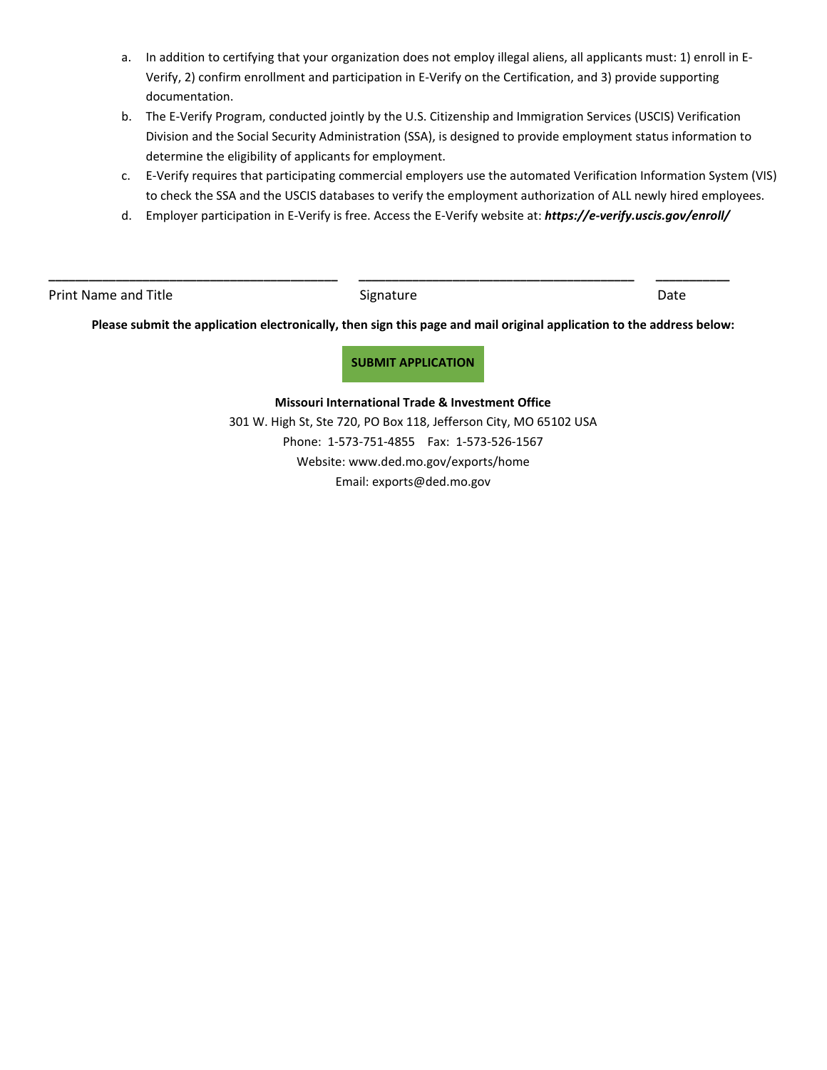a. In addition to certifying that your organization does not employ illegal aliens, all applicants must: 1) enroll in E-Verify, 2) confirm enrollment and participation in E-Verify on the Certification, and 3) provide supporting documentation.
b. The E-Verify Program, conducted jointly by the U.S. Citizenship and Immigration Services (USCIS) Verification Division and the Social Security Administration (SSA), is designed to provide employment status information to determine the eligibility of applicants for employment.
c. E-Verify requires that participating commercial employers use the automated Verification Information System (VIS) to check the SSA and the USCIS databases to verify the employment authorization of ALL newly hired employees.
d. Employer participation in E-Verify is free. Access the E-Verify website at: ***https://e-verify.uscis.gov/enroll/***

| | | |
|---|---|---|
| ______________________________________ | ____________________________________ | __________ |
| Print Name and Title | Signature | Date |

**Please submit the application electronically, then sign this page and mail original application to the address below:**

**SUBMIT APPLICATION**

**Missouri International Trade & Investment Office**
301 W. High St, Ste 720, PO Box 118, Jefferson City, MO 65102 USA
Phone: 1-573-751-4855 Fax: 1-573-526-1567
Website: www.ded.mo.gov/exports/home
Email: exports@ded.mo.gov